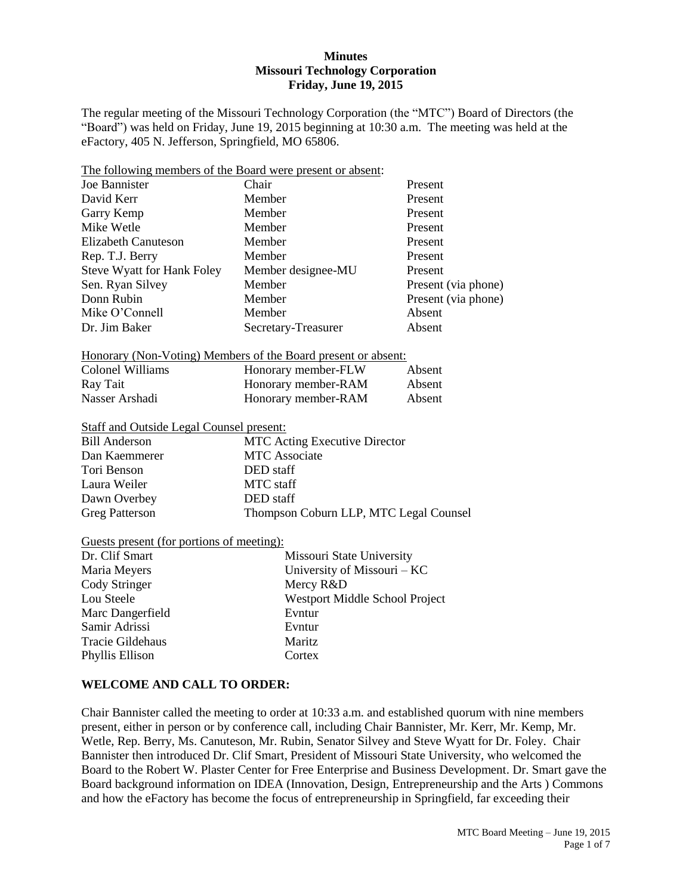**Minutes**
**Missouri Technology Corporation**
**Friday, June 19, 2015**

The regular meeting of the Missouri Technology Corporation (the "MTC") Board of Directors (the "Board") was held on Friday, June 19, 2015 beginning at 10:30 a.m. The meeting was held at the eFactory, 405 N. Jefferson, Springfield, MO 65806.

The following members of the Board were present or absent:

| | | |
|---|---|---|
| Joe Bannister | Chair | Present |
| David Kerr | Member | Present |
| Garry Kemp | Member | Present |
| Mike Wetle | Member | Present |
| Elizabeth Canuteson | Member | Present |
| Rep. T.J. Berry | Member | Present |
| Steve Wyatt for Hank Foley | Member designee-MU | Present |
| Sen. Ryan Silvey | Member | Present (via phone) |
| Donn Rubin | Member | Present (via phone) |
| Mike O'Connell | Member | Absent |
| Dr. Jim Baker | Secretary-Treasurer | Absent |

Honorary (Non-Voting) Members of the Board present or absent:

| | | |
|---|---|---|
| Colonel Williams | Honorary member-FLW | Absent |
| Ray Tait | Honorary member-RAM | Absent |
| Nasser Arshadi | Honorary member-RAM | Absent |

Staff and Outside Legal Counsel present:

| | |
|---|---|
| Bill Anderson | MTC Acting Executive Director |
| Dan Kaemmerer | MTC Associate |
| Tori Benson | DED staff |
| Laura Weiler | MTC staff |
| Dawn Overbey | DED staff |
| Greg Patterson | Thompson Coburn LLP, MTC Legal Counsel |

Guests present (for portions of meeting):

| | |
|---|---|
| Dr. Clif Smart | Missouri State University |
| Maria Meyers | University of Missouri – KC |
| Cody Stringer | Mercy R&D |
| Lou Steele | Westport Middle School Project |
| Marc Dangerfield | Evntur |
| Samir Adrissi | Evntur |
| Tracie Gildehaus | Maritz |
| Phyllis Ellison | Cortex |

## WELCOME AND CALL TO ORDER:

Chair Bannister called the meeting to order at 10:33 a.m. and established quorum with nine members present, either in person or by conference call, including Chair Bannister, Mr. Kerr, Mr. Kemp, Mr. Wetle, Rep. Berry, Ms. Canuteson, Mr. Rubin, Senator Silvey and Steve Wyatt for Dr. Foley. Chair Bannister then introduced Dr. Clif Smart, President of Missouri State University, who welcomed the Board to the Robert W. Plaster Center for Free Enterprise and Business Development. Dr. Smart gave the Board background information on IDEA (Innovation, Design, Entrepreneurship and the Arts ) Commons and how the eFactory has become the focus of entrepreneurship in Springfield, far exceeding their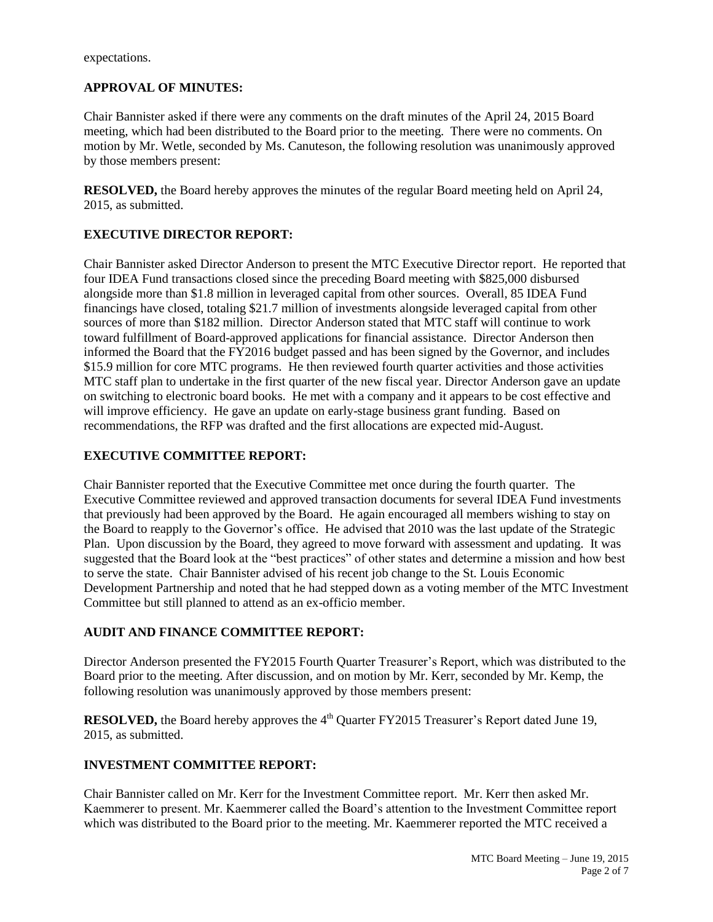expectations.

## APPROVAL OF MINUTES:

Chair Bannister asked if there were any comments on the draft minutes of the April 24, 2015 Board meeting, which had been distributed to the Board prior to the meeting. There were no comments. On motion by Mr. Wetle, seconded by Ms. Canuteson, the following resolution was unanimously approved by those members present:

**RESOLVED,** the Board hereby approves the minutes of the regular Board meeting held on April 24, 2015, as submitted.

## EXECUTIVE DIRECTOR REPORT:

Chair Bannister asked Director Anderson to present the MTC Executive Director report. He reported that four IDEA Fund transactions closed since the preceding Board meeting with $825,000 disbursed alongside more than $1.8 million in leveraged capital from other sources. Overall, 85 IDEA Fund financings have closed, totaling $21.7 million of investments alongside leveraged capital from other sources of more than $182 million. Director Anderson stated that MTC staff will continue to work toward fulfillment of Board-approved applications for financial assistance. Director Anderson then informed the Board that the FY2016 budget passed and has been signed by the Governor, and includes $15.9 million for core MTC programs. He then reviewed fourth quarter activities and those activities MTC staff plan to undertake in the first quarter of the new fiscal year. Director Anderson gave an update on switching to electronic board books. He met with a company and it appears to be cost effective and will improve efficiency. He gave an update on early-stage business grant funding. Based on recommendations, the RFP was drafted and the first allocations are expected mid-August.

## EXECUTIVE COMMITTEE REPORT:

Chair Bannister reported that the Executive Committee met once during the fourth quarter. The Executive Committee reviewed and approved transaction documents for several IDEA Fund investments that previously had been approved by the Board. He again encouraged all members wishing to stay on the Board to reapply to the Governor's office. He advised that 2010 was the last update of the Strategic Plan. Upon discussion by the Board, they agreed to move forward with assessment and updating. It was suggested that the Board look at the "best practices" of other states and determine a mission and how best to serve the state. Chair Bannister advised of his recent job change to the St. Louis Economic Development Partnership and noted that he had stepped down as a voting member of the MTC Investment Committee but still planned to attend as an ex-officio member.

## AUDIT AND FINANCE COMMITTEE REPORT:

Director Anderson presented the FY2015 Fourth Quarter Treasurer's Report, which was distributed to the Board prior to the meeting. After discussion, and on motion by Mr. Kerr, seconded by Mr. Kemp, the following resolution was unanimously approved by those members present:

**RESOLVED,** the Board hereby approves the 4th Quarter FY2015 Treasurer's Report dated June 19, 2015, as submitted.

## INVESTMENT COMMITTEE REPORT:

Chair Bannister called on Mr. Kerr for the Investment Committee report. Mr. Kerr then asked Mr. Kaemmerer to present. Mr. Kaemmerer called the Board's attention to the Investment Committee report which was distributed to the Board prior to the meeting. Mr. Kaemmerer reported the MTC received a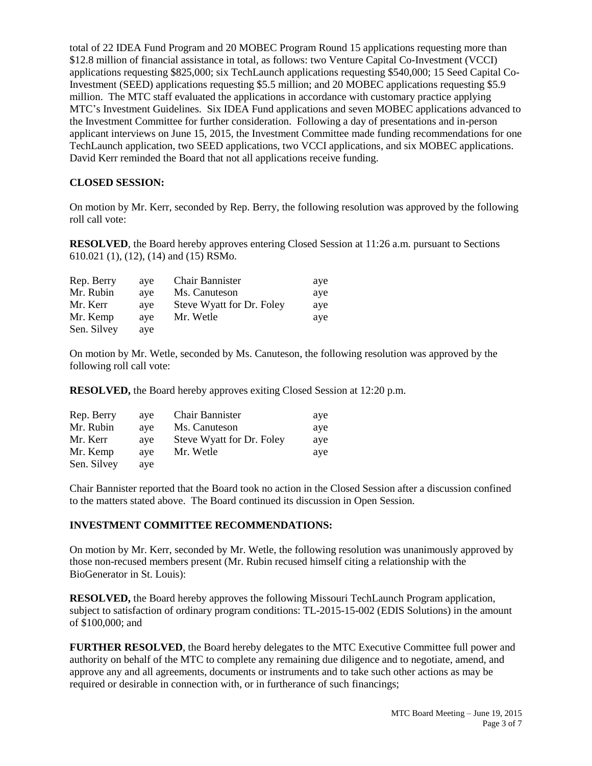total of 22 IDEA Fund Program and 20 MOBEC Program Round 15 applications requesting more than $12.8 million of financial assistance in total, as follows: two Venture Capital Co-Investment (VCCI) applications requesting $825,000; six TechLaunch applications requesting $540,000; 15 Seed Capital Co-Investment (SEED) applications requesting $5.5 million; and 20 MOBEC applications requesting $5.9 million. The MTC staff evaluated the applications in accordance with customary practice applying MTC's Investment Guidelines. Six IDEA Fund applications and seven MOBEC applications advanced to the Investment Committee for further consideration. Following a day of presentations and in-person applicant interviews on June 15, 2015, the Investment Committee made funding recommendations for one TechLaunch application, two SEED applications, two VCCI applications, and six MOBEC applications. David Kerr reminded the Board that not all applications receive funding.

**CLOSED SESSION:**

On motion by Mr. Kerr, seconded by Rep. Berry, the following resolution was approved by the following roll call vote:

**RESOLVED**, the Board hereby approves entering Closed Session at 11:26 a.m. pursuant to Sections 610.021 (1), (12), (14) and (15) RSMo.

| | | | |
|---|---|---|---|
| Rep. Berry | aye | Chair Bannister | aye |
| Mr. Rubin | aye | Ms. Canuteson | aye |
| Mr. Kerr | aye | Steve Wyatt for Dr. Foley | aye |
| Mr. Kemp | aye | Mr. Wetle | aye |
| Sen. Silvey | aye | | |

On motion by Mr. Wetle, seconded by Ms. Canuteson, the following resolution was approved by the following roll call vote:

**RESOLVED,** the Board hereby approves exiting Closed Session at 12:20 p.m.

| | | | |
|---|---|---|---|
| Rep. Berry | aye | Chair Bannister | aye |
| Mr. Rubin | aye | Ms. Canuteson | aye |
| Mr. Kerr | aye | Steve Wyatt for Dr. Foley | aye |
| Mr. Kemp | aye | Mr. Wetle | aye |
| Sen. Silvey | aye | | |

Chair Bannister reported that the Board took no action in the Closed Session after a discussion confined to the matters stated above. The Board continued its discussion in Open Session.

**INVESTMENT COMMITTEE RECOMMENDATIONS:**

On motion by Mr. Kerr, seconded by Mr. Wetle, the following resolution was unanimously approved by those non-recused members present (Mr. Rubin recused himself citing a relationship with the BioGenerator in St. Louis):

**RESOLVED,** the Board hereby approves the following Missouri TechLaunch Program application, subject to satisfaction of ordinary program conditions: TL-2015-15-002 (EDIS Solutions) in the amount of $100,000; and

**FURTHER RESOLVED**, the Board hereby delegates to the MTC Executive Committee full power and authority on behalf of the MTC to complete any remaining due diligence and to negotiate, amend, and approve any and all agreements, documents or instruments and to take such other actions as may be required or desirable in connection with, or in furtherance of such financings;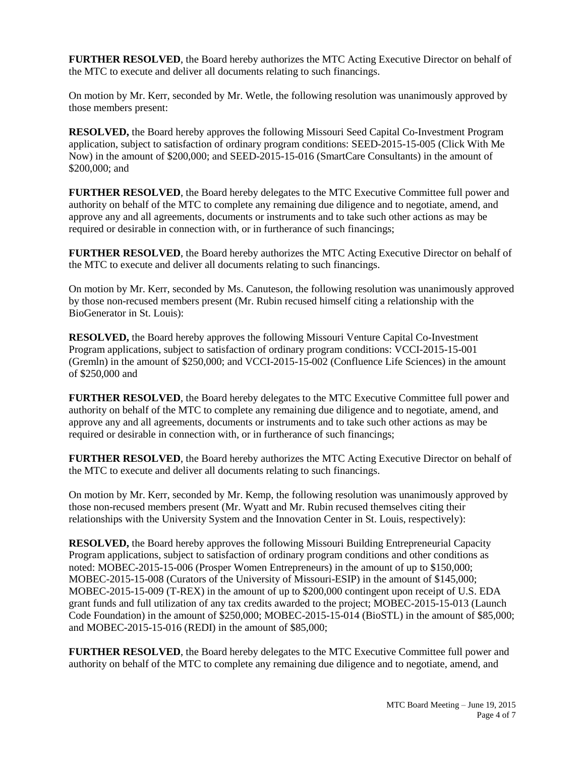**FURTHER RESOLVED**, the Board hereby authorizes the MTC Acting Executive Director on behalf of the MTC to execute and deliver all documents relating to such financings.

On motion by Mr. Kerr, seconded by Mr. Wetle, the following resolution was unanimously approved by those members present:

**RESOLVED,** the Board hereby approves the following Missouri Seed Capital Co-Investment Program application, subject to satisfaction of ordinary program conditions: SEED-2015-15-005 (Click With Me Now) in the amount of $200,000; and SEED-2015-15-016 (SmartCare Consultants) in the amount of $200,000; and

**FURTHER RESOLVED**, the Board hereby delegates to the MTC Executive Committee full power and authority on behalf of the MTC to complete any remaining due diligence and to negotiate, amend, and approve any and all agreements, documents or instruments and to take such other actions as may be required or desirable in connection with, or in furtherance of such financings;

**FURTHER RESOLVED**, the Board hereby authorizes the MTC Acting Executive Director on behalf of the MTC to execute and deliver all documents relating to such financings.

On motion by Mr. Kerr, seconded by Ms. Canuteson, the following resolution was unanimously approved by those non-recused members present (Mr. Rubin recused himself citing a relationship with the BioGenerator in St. Louis):

**RESOLVED,** the Board hereby approves the following Missouri Venture Capital Co-Investment Program applications, subject to satisfaction of ordinary program conditions: VCCI-2015-15-001 (Gremln) in the amount of $250,000; and VCCI-2015-15-002 (Confluence Life Sciences) in the amount of $250,000 and

**FURTHER RESOLVED**, the Board hereby delegates to the MTC Executive Committee full power and authority on behalf of the MTC to complete any remaining due diligence and to negotiate, amend, and approve any and all agreements, documents or instruments and to take such other actions as may be required or desirable in connection with, or in furtherance of such financings;

**FURTHER RESOLVED**, the Board hereby authorizes the MTC Acting Executive Director on behalf of the MTC to execute and deliver all documents relating to such financings.

On motion by Mr. Kerr, seconded by Mr. Kemp, the following resolution was unanimously approved by those non-recused members present (Mr. Wyatt and Mr. Rubin recused themselves citing their relationships with the University System and the Innovation Center in St. Louis, respectively):

**RESOLVED,** the Board hereby approves the following Missouri Building Entrepreneurial Capacity Program applications, subject to satisfaction of ordinary program conditions and other conditions as noted: MOBEC-2015-15-006 (Prosper Women Entrepreneurs) in the amount of up to $150,000; MOBEC-2015-15-008 (Curators of the University of Missouri-ESIP) in the amount of $145,000; MOBEC-2015-15-009 (T-REX) in the amount of up to $200,000 contingent upon receipt of U.S. EDA grant funds and full utilization of any tax credits awarded to the project; MOBEC-2015-15-013 (Launch Code Foundation) in the amount of $250,000; MOBEC-2015-15-014 (BioSTL) in the amount of $85,000; and MOBEC-2015-15-016 (REDI) in the amount of $85,000;

**FURTHER RESOLVED**, the Board hereby delegates to the MTC Executive Committee full power and authority on behalf of the MTC to complete any remaining due diligence and to negotiate, amend, and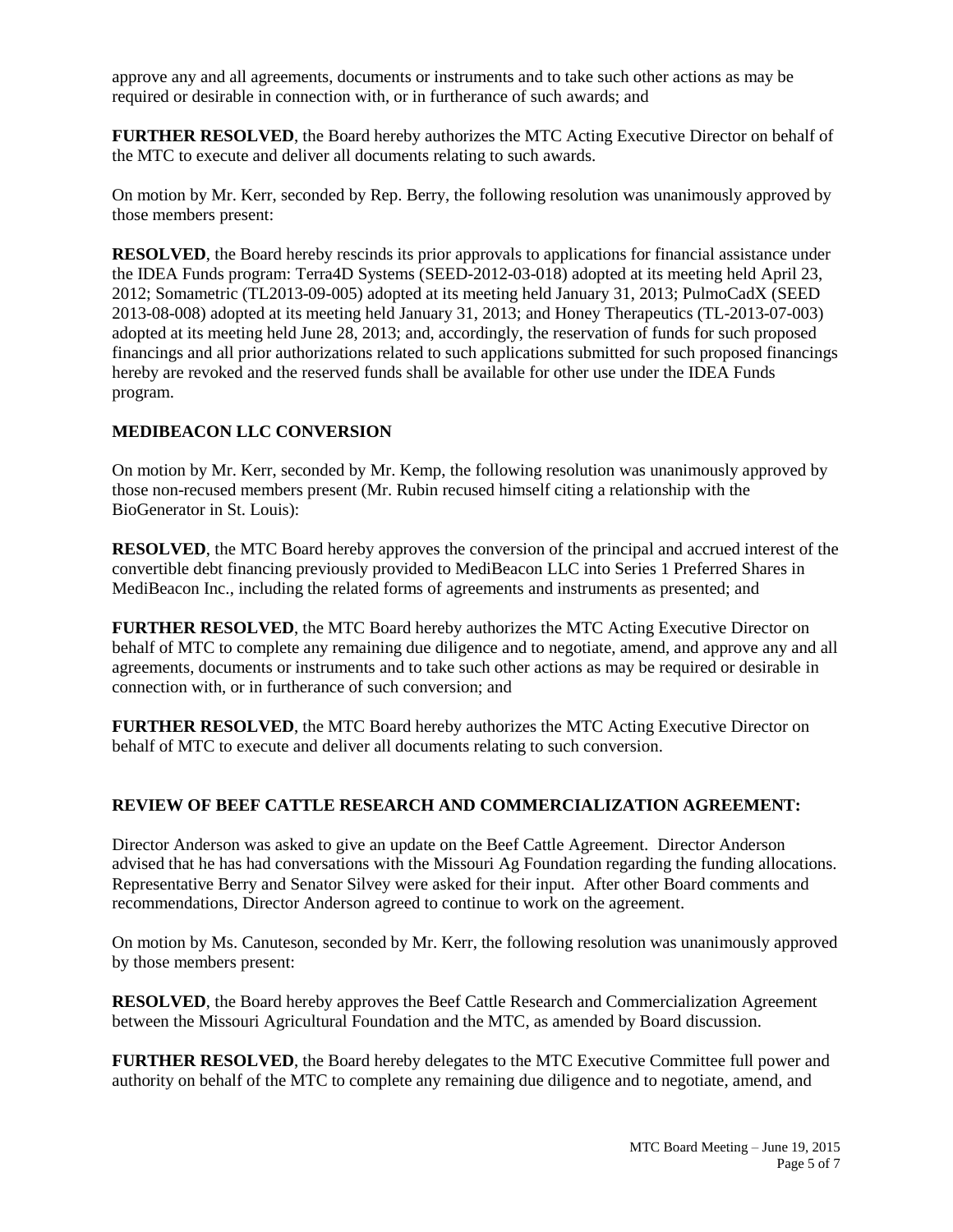approve any and all agreements, documents or instruments and to take such other actions as may be required or desirable in connection with, or in furtherance of such awards; and

**FURTHER RESOLVED**, the Board hereby authorizes the MTC Acting Executive Director on behalf of the MTC to execute and deliver all documents relating to such awards.

On motion by Mr. Kerr, seconded by Rep. Berry, the following resolution was unanimously approved by those members present:

**RESOLVED**, the Board hereby rescinds its prior approvals to applications for financial assistance under the IDEA Funds program: Terra4D Systems (SEED-2012-03-018) adopted at its meeting held April 23, 2012; Somametric (TL2013-09-005) adopted at its meeting held January 31, 2013; PulmoCadX (SEED 2013-08-008) adopted at its meeting held January 31, 2013; and Honey Therapeutics (TL-2013-07-003) adopted at its meeting held June 28, 2013; and, accordingly, the reservation of funds for such proposed financings and all prior authorizations related to such applications submitted for such proposed financings hereby are revoked and the reserved funds shall be available for other use under the IDEA Funds program.

## MEDIBEACON LLC CONVERSION

On motion by Mr. Kerr, seconded by Mr. Kemp, the following resolution was unanimously approved by those non-recused members present (Mr. Rubin recused himself citing a relationship with the BioGenerator in St. Louis):

**RESOLVED**, the MTC Board hereby approves the conversion of the principal and accrued interest of the convertible debt financing previously provided to MediBeacon LLC into Series 1 Preferred Shares in MediBeacon Inc., including the related forms of agreements and instruments as presented; and

**FURTHER RESOLVED**, the MTC Board hereby authorizes the MTC Acting Executive Director on behalf of MTC to complete any remaining due diligence and to negotiate, amend, and approve any and all agreements, documents or instruments and to take such other actions as may be required or desirable in connection with, or in furtherance of such conversion; and

**FURTHER RESOLVED**, the MTC Board hereby authorizes the MTC Acting Executive Director on behalf of MTC to execute and deliver all documents relating to such conversion.

## REVIEW OF BEEF CATTLE RESEARCH AND COMMERCIALIZATION AGREEMENT:

Director Anderson was asked to give an update on the Beef Cattle Agreement. Director Anderson advised that he has had conversations with the Missouri Ag Foundation regarding the funding allocations. Representative Berry and Senator Silvey were asked for their input. After other Board comments and recommendations, Director Anderson agreed to continue to work on the agreement.

On motion by Ms. Canuteson, seconded by Mr. Kerr, the following resolution was unanimously approved by those members present:

**RESOLVED**, the Board hereby approves the Beef Cattle Research and Commercialization Agreement between the Missouri Agricultural Foundation and the MTC, as amended by Board discussion.

**FURTHER RESOLVED**, the Board hereby delegates to the MTC Executive Committee full power and authority on behalf of the MTC to complete any remaining due diligence and to negotiate, amend, and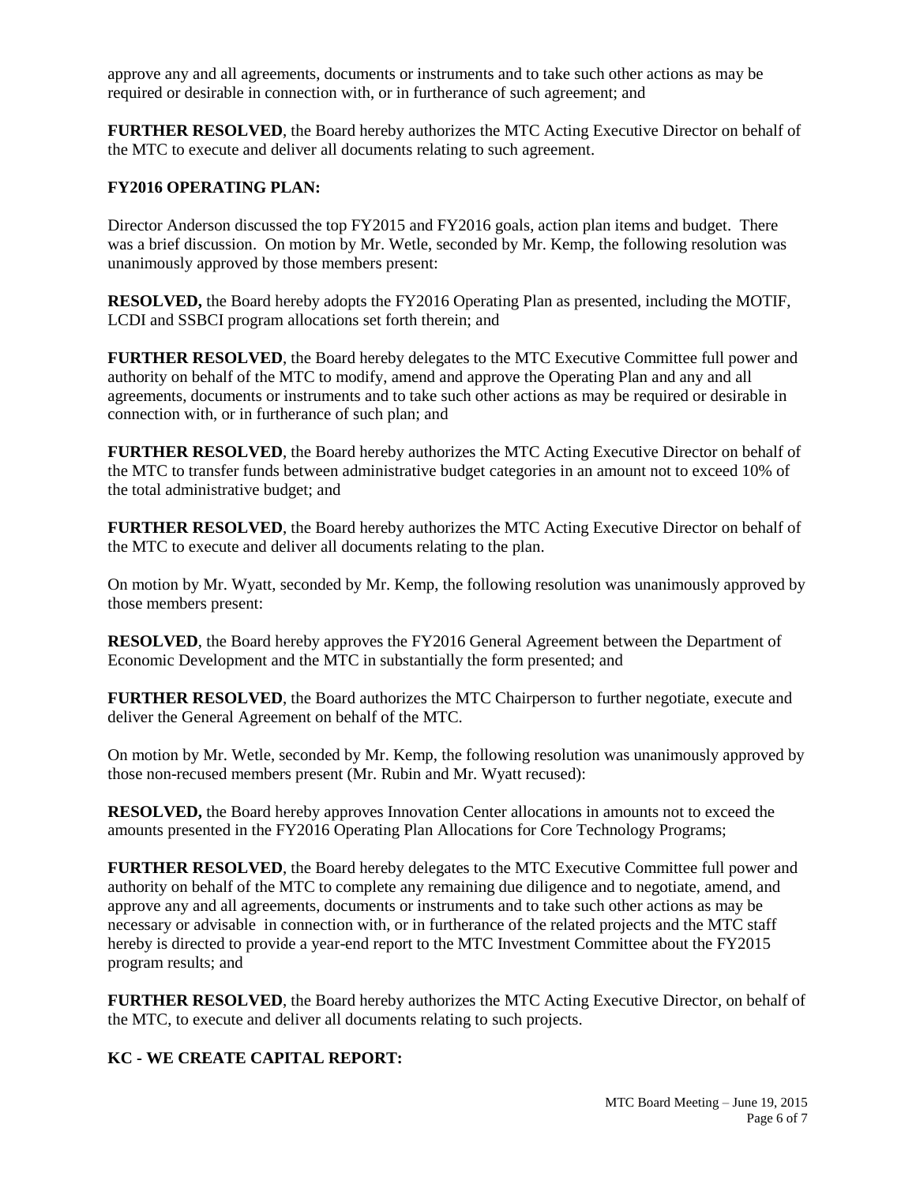approve any and all agreements, documents or instruments and to take such other actions as may be required or desirable in connection with, or in furtherance of such agreement; and

**FURTHER RESOLVED**, the Board hereby authorizes the MTC Acting Executive Director on behalf of the MTC to execute and deliver all documents relating to such agreement.

**FY2016 OPERATING PLAN:**

Director Anderson discussed the top FY2015 and FY2016 goals, action plan items and budget. There was a brief discussion. On motion by Mr. Wetle, seconded by Mr. Kemp, the following resolution was unanimously approved by those members present:

**RESOLVED,** the Board hereby adopts the FY2016 Operating Plan as presented, including the MOTIF, LCDI and SSBCI program allocations set forth therein; and

**FURTHER RESOLVED**, the Board hereby delegates to the MTC Executive Committee full power and authority on behalf of the MTC to modify, amend and approve the Operating Plan and any and all agreements, documents or instruments and to take such other actions as may be required or desirable in connection with, or in furtherance of such plan; and

**FURTHER RESOLVED**, the Board hereby authorizes the MTC Acting Executive Director on behalf of the MTC to transfer funds between administrative budget categories in an amount not to exceed 10% of the total administrative budget; and

**FURTHER RESOLVED**, the Board hereby authorizes the MTC Acting Executive Director on behalf of the MTC to execute and deliver all documents relating to the plan.

On motion by Mr. Wyatt, seconded by Mr. Kemp, the following resolution was unanimously approved by those members present:

**RESOLVED**, the Board hereby approves the FY2016 General Agreement between the Department of Economic Development and the MTC in substantially the form presented; and

**FURTHER RESOLVED**, the Board authorizes the MTC Chairperson to further negotiate, execute and deliver the General Agreement on behalf of the MTC.

On motion by Mr. Wetle, seconded by Mr. Kemp, the following resolution was unanimously approved by those non-recused members present (Mr. Rubin and Mr. Wyatt recused):

**RESOLVED,** the Board hereby approves Innovation Center allocations in amounts not to exceed the amounts presented in the FY2016 Operating Plan Allocations for Core Technology Programs;

**FURTHER RESOLVED**, the Board hereby delegates to the MTC Executive Committee full power and authority on behalf of the MTC to complete any remaining due diligence and to negotiate, amend, and approve any and all agreements, documents or instruments and to take such other actions as may be necessary or advisable in connection with, or in furtherance of the related projects and the MTC staff hereby is directed to provide a year-end report to the MTC Investment Committee about the FY2015 program results; and

**FURTHER RESOLVED**, the Board hereby authorizes the MTC Acting Executive Director, on behalf of the MTC, to execute and deliver all documents relating to such projects.

**KC - WE CREATE CAPITAL REPORT:**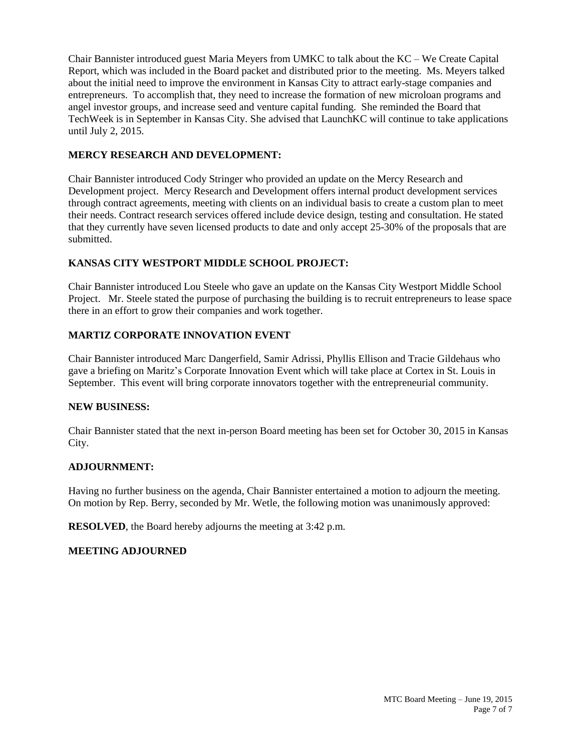Chair Bannister introduced guest Maria Meyers from UMKC to talk about the KC – We Create Capital Report, which was included in the Board packet and distributed prior to the meeting. Ms. Meyers talked about the initial need to improve the environment in Kansas City to attract early-stage companies and entrepreneurs. To accomplish that, they need to increase the formation of new microloan programs and angel investor groups, and increase seed and venture capital funding. She reminded the Board that TechWeek is in September in Kansas City. She advised that LaunchKC will continue to take applications until July 2, 2015.

**MERCY RESEARCH AND DEVELOPMENT:**

Chair Bannister introduced Cody Stringer who provided an update on the Mercy Research and Development project. Mercy Research and Development offers internal product development services through contract agreements, meeting with clients on an individual basis to create a custom plan to meet their needs. Contract research services offered include device design, testing and consultation. He stated that they currently have seven licensed products to date and only accept 25-30% of the proposals that are submitted.

**KANSAS CITY WESTPORT MIDDLE SCHOOL PROJECT:**

Chair Bannister introduced Lou Steele who gave an update on the Kansas City Westport Middle School Project. Mr. Steele stated the purpose of purchasing the building is to recruit entrepreneurs to lease space there in an effort to grow their companies and work together.

**MARTIZ CORPORATE INNOVATION EVENT**

Chair Bannister introduced Marc Dangerfield, Samir Adrissi, Phyllis Ellison and Tracie Gildehaus who gave a briefing on Maritz's Corporate Innovation Event which will take place at Cortex in St. Louis in September. This event will bring corporate innovators together with the entrepreneurial community.

**NEW BUSINESS:**

Chair Bannister stated that the next in-person Board meeting has been set for October 30, 2015 in Kansas City.

**ADJOURNMENT:**

Having no further business on the agenda, Chair Bannister entertained a motion to adjourn the meeting. On motion by Rep. Berry, seconded by Mr. Wetle, the following motion was unanimously approved:

**RESOLVED**, the Board hereby adjourns the meeting at 3:42 p.m.

**MEETING ADJOURNED**